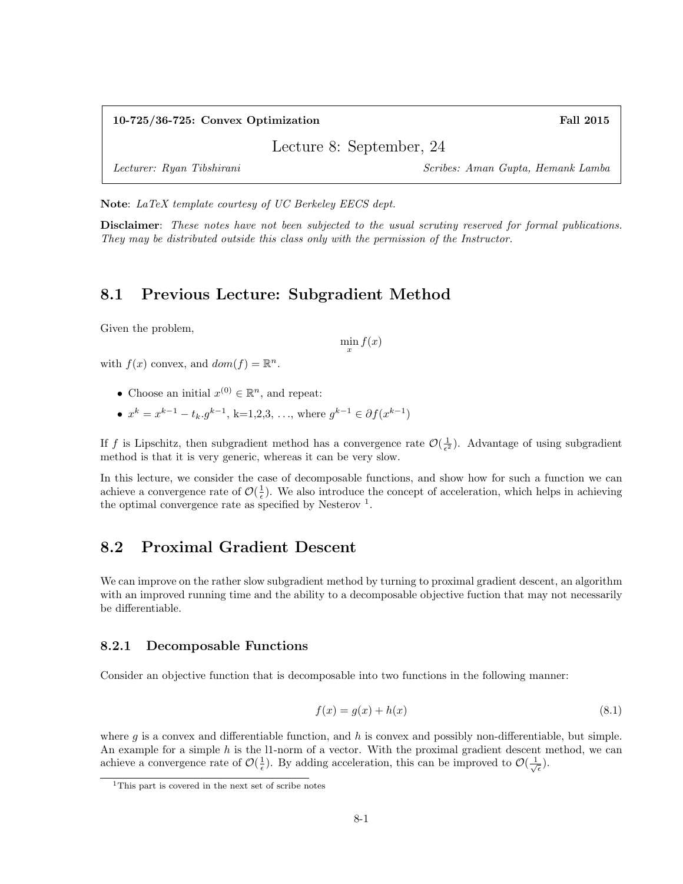**10-725/36-725: Convex Optimization** **Fall 2015**

# Lecture 8: September, 24

*Lecturer: Ryan Tibshirani* *Scribes: Aman Gupta, Hemank Lamba*

**Note**: *LaTeX template courtesy of UC Berkeley EECS dept.*

**Disclaimer**: *These notes have not been subjected to the usual scrutiny reserved for formal publications. They may be distributed outside this class only with the permission of the Instructor.*

## 8.1 Previous Lecture: Subgradient Method

Given the problem,

$$\min_x f(x)$$

with $f(x)$ convex, and $dom(f) = \mathbb{R}^n$.

- Choose an initial $x^{(0)} \in \mathbb{R}^n$, and repeat:
- $x^k = x^{k-1} - t_k.g^{k-1}$, k=1,2,3, ..., where $g^{k-1} \in \partial f(x^{k-1})$

If $f$ is Lipschitz, then subgradient method has a convergence rate $\mathcal{O}(\frac{1}{\epsilon^2})$. Advantage of using subgradient method is that it is very generic, whereas it can be very slow.

In this lecture, we consider the case of decomposable functions, and show how for such a function we can achieve a convergence rate of $\mathcal{O}(\frac{1}{\epsilon})$. We also introduce the concept of acceleration, which helps in achieving the optimal convergence rate as specified by Nesterov [1].

## 8.2 Proximal Gradient Descent

We can improve on the rather slow subgradient method by turning to proximal gradient descent, an algorithm with an improved running time and the ability to a decomposable objective fuction that may not necessarily be differentiable.

### 8.2.1 Decomposable Functions

Consider an objective function that is decomposable into two functions in the following manner:

$$f(x) = g(x) + h(x) \tag{8.1}$$

where $g$ is a convex and differentiable function, and $h$ is convex and possibly non-differentiable, but simple. An example for a simple $h$ is the l1-norm of a vector. With the proximal gradient descent method, we can achieve a convergence rate of $\mathcal{O}(\frac{1}{\epsilon})$. By adding acceleration, this can be improved to $\mathcal{O}(\frac{1}{\sqrt{\epsilon}})$.

[1] This part is covered in the next set of scribe notes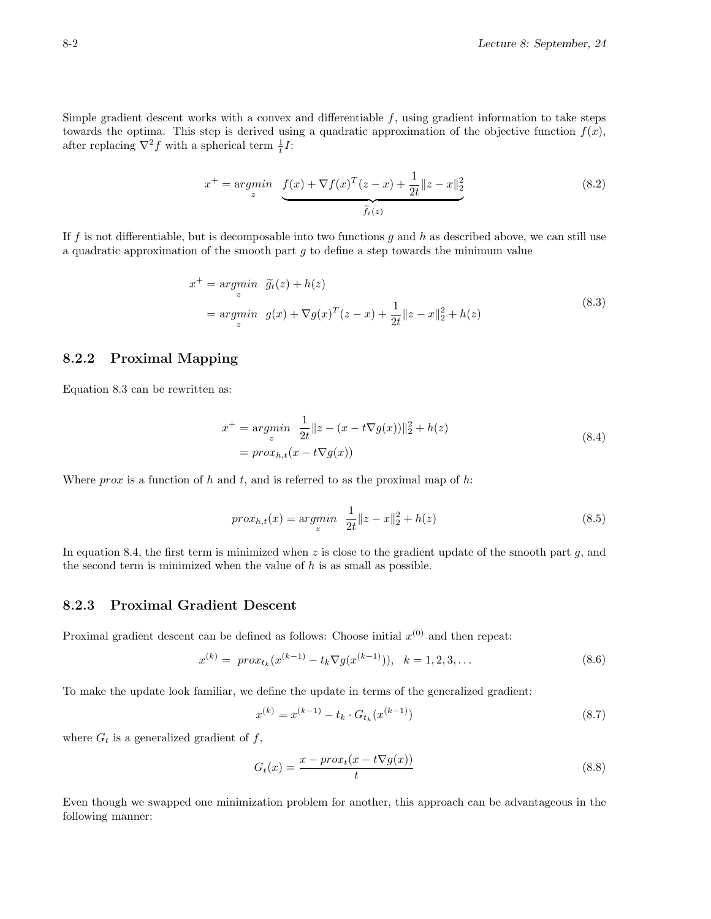Simple gradient descent works with a convex and differentiable $f$, using gradient information to take steps towards the optima. This step is derived using a quadratic approximation of the objective function $f(x)$, after replacing $\nabla^2 f$ with a spherical term $\frac{1}{t}I$:

$$x^+ = \underset{z}{argmin} \quad \underbrace{f(x) + \nabla f(x)^T(z-x) + \frac{1}{2t}\|z-x\|_2^2}_{\widetilde{f}_t(z)} \tag{8.2}$$

If $f$ is not differentiable, but is decomposable into two functions $g$ and $h$ as described above, we can still use a quadratic approximation of the smooth part $g$ to define a step towards the minimum value

$$\begin{aligned} x^+ &= \underset{z}{argmin} \quad \widetilde{g}_t(z) + h(z) \\ &= \underset{z}{argmin} \quad g(x) + \nabla g(x)^T(z-x) + \frac{1}{2t}\|z-x\|_2^2 + h(z) \end{aligned} \tag{8.3}$$

### 8.2.2 Proximal Mapping

Equation 8.3 can be rewritten as:

$$\begin{aligned} x^+ &= \underset{z}{argmin} \quad \frac{1}{2t}\|z-(x-t\nabla g(x))\|_2^2 + h(z) \\ &= prox_{h,t}(x - t\nabla g(x)) \end{aligned} \tag{8.4}$$

Where *prox* is a function of $h$ and $t$, and is referred to as the proximal map of $h$:

$$prox_{h,t}(x) = \underset{z}{argmin} \quad \frac{1}{2t}\|z-x\|_2^2 + h(z) \tag{8.5}$$

In equation 8.4, the first term is minimized when $z$ is close to the gradient update of the smooth part $g$, and the second term is minimized when the value of $h$ is as small as possible.

### 8.2.3 Proximal Gradient Descent

Proximal gradient descent can be defined as follows: Choose initial $x^{(0)}$ and then repeat:

$$x^{(k)} = prox_{t_k}(x^{(k-1)} - t_k \nabla g(x^{(k-1)})), \quad k = 1, 2, 3, \ldots \tag{8.6}$$

To make the update look familiar, we define the update in terms of the generalized gradient:

$$x^{(k)} = x^{(k-1)} - t_k \cdot G_{t_k}(x^{(k-1)}) \tag{8.7}$$

where $G_t$ is a generalized gradient of $f$,

$$G_t(x) = \frac{x - prox_t(x - t\nabla g(x))}{t} \tag{8.8}$$

Even though we swapped one minimization problem for another, this approach can be advantageous in the following manner: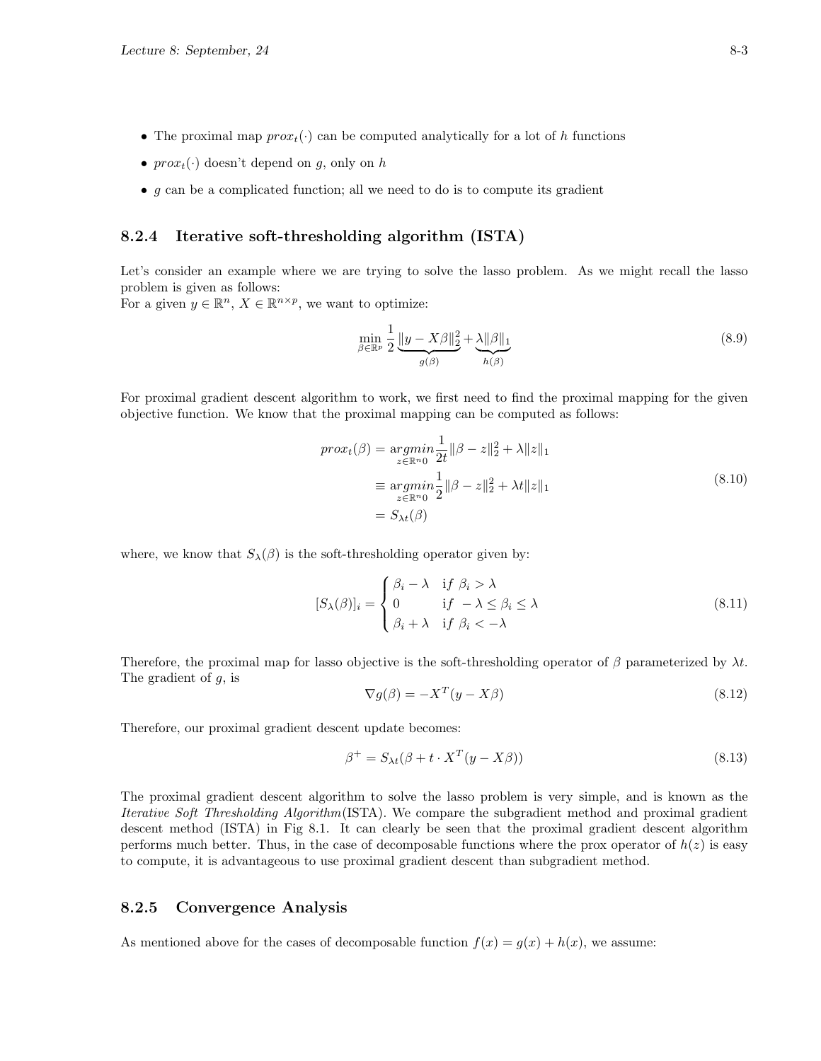- The proximal map $prox_t(\cdot)$ can be computed analytically for a lot of $h$ functions
- $prox_t(\cdot)$ doesn't depend on $g$, only on $h$
- $g$ can be a complicated function; all we need to do is to compute its gradient

### 8.2.4 Iterative soft-thresholding algorithm (ISTA)

Let's consider an example where we are trying to solve the lasso problem. As we might recall the lasso problem is given as follows:
For a given $y \in \mathbb{R}^n$, $X \in \mathbb{R}^{n \times p}$, we want to optimize:

$$\min_{\beta \in \mathbb{R}^p} \frac{1}{2} \underbrace{\|y - X\beta\|_2^2}_{g(\beta)} + \underbrace{\lambda \|\beta\|_1}_{h(\beta)} \tag{8.9}$$

For proximal gradient descent algorithm to work, we first need to find the proximal mapping for the given objective function. We know that the proximal mapping can be computed as follows:

$$\begin{aligned}
prox_t(\beta) &= \underset{z \in \mathbb{R}^n 0}{argmin} \frac{1}{2t} \|\beta - z\|_2^2 + \lambda \|z\|_1 \\
&\equiv \underset{z \in \mathbb{R}^n 0}{argmin} \frac{1}{2} \|\beta - z\|_2^2 + \lambda t \|z\|_1 \\
&= S_{\lambda t}(\beta)
\end{aligned} \tag{8.10}$$

where, we know that $S_\lambda(\beta)$ is the soft-thresholding operator given by:

$$[S_\lambda(\beta)]_i = \begin{cases} \beta_i - \lambda & \text{if } \beta_i > \lambda \\ 0 & \text{if } -\lambda \leq \beta_i \leq \lambda \\ \beta_i + \lambda & \text{if } \beta_i < -\lambda \end{cases} \tag{8.11}$$

Therefore, the proximal map for lasso objective is the soft-thresholding operator of $\beta$ parameterized by $\lambda t$. The gradient of $g$, is

$$\nabla g(\beta) = -X^T(y - X\beta) \tag{8.12}$$

Therefore, our proximal gradient descent update becomes:

$$\beta^+ = S_{\lambda t}(\beta + t \cdot X^T(y - X\beta)) \tag{8.13}$$

The proximal gradient descent algorithm to solve the lasso problem is very simple, and is known as the *Iterative Soft Thresholding Algorithm*(ISTA). We compare the subgradient method and proximal gradient descent method (ISTA) in Fig 8.1. It can clearly be seen that the proximal gradient descent algorithm performs much better. Thus, in the case of decomposable functions where the prox operator of $h(z)$ is easy to compute, it is advantageous to use proximal gradient descent than subgradient method.

### 8.2.5 Convergence Analysis

As mentioned above for the cases of decomposable function $f(x) = g(x) + h(x)$, we assume: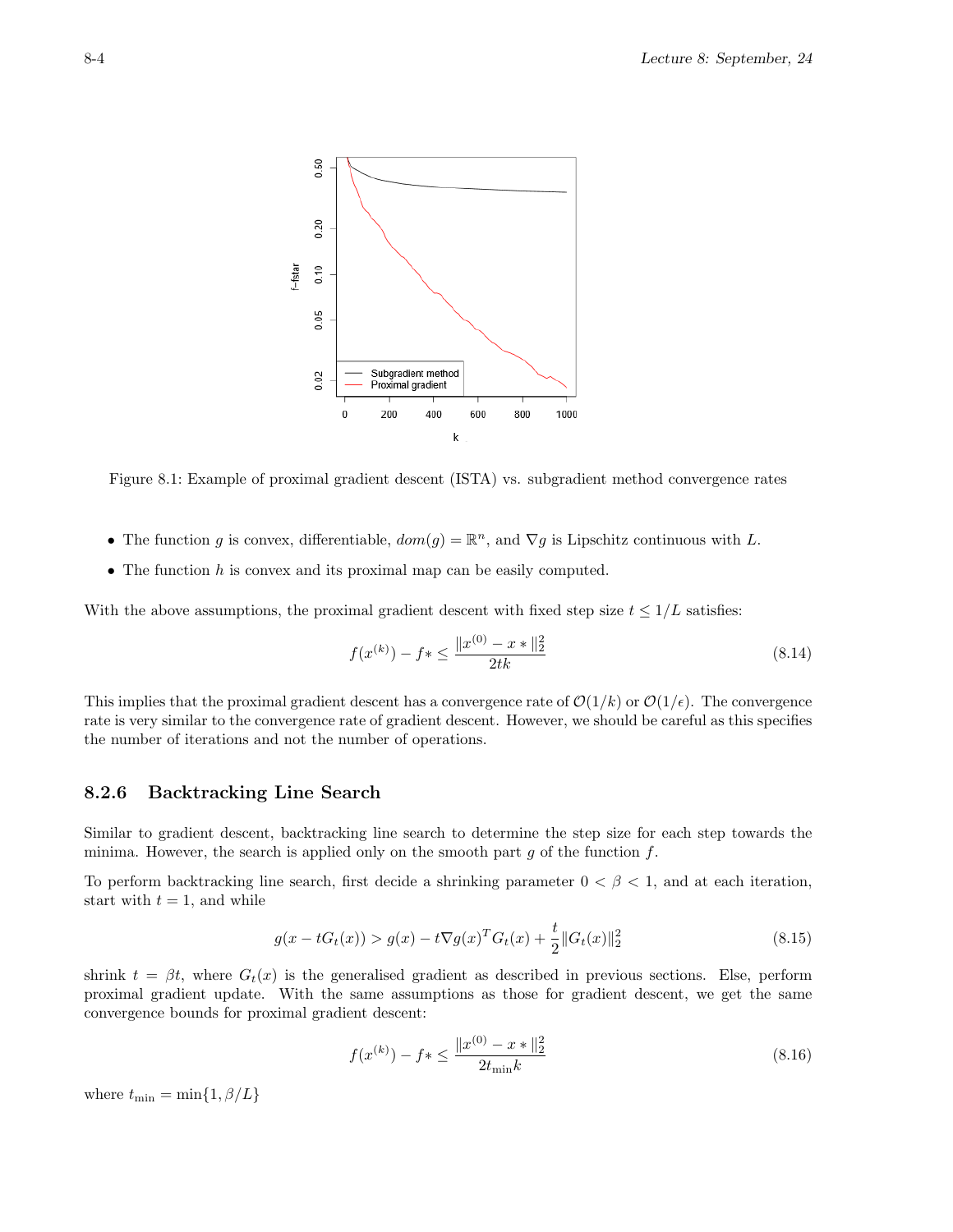Figure 8.1: Example of proximal gradient descent (ISTA) vs. subgradient method convergence rates

- The function $g$ is convex, differentiable, $dom(g) = \mathbb{R}^n$, and $\nabla g$ is Lipschitz continuous with $L$.
- The function $h$ is convex and its proximal map can be easily computed.

With the above assumptions, the proximal gradient descent with fixed step size $t \leq 1/L$ satisfies:

$$f(x^{(k)}) - f* \leq \frac{\|x^{(0)} - x*\|_2^2}{2tk} \tag{8.14}$$

This implies that the proximal gradient descent has a convergence rate of $\mathcal{O}(1/k)$ or $\mathcal{O}(1/\epsilon)$. The convergence rate is very similar to the convergence rate of gradient descent. However, we should be careful as this specifies the number of iterations and not the number of operations.

### 8.2.6 Backtracking Line Search

Similar to gradient descent, backtracking line search to determine the step size for each step towards the minima. However, the search is applied only on the smooth part $g$ of the function $f$.

To perform backtracking line search, first decide a shrinking parameter $0 < \beta < 1$, and at each iteration, start with $t = 1$, and while

$$g(x - tG_t(x)) > g(x) - t\nabla g(x)^T G_t(x) + \frac{t}{2}\|G_t(x)\|_2^2 \tag{8.15}$$

shrink $t = \beta t$, where $G_t(x)$ is the generalised gradient as described in previous sections. Else, perform proximal gradient update. With the same assumptions as those for gradient descent, we get the same convergence bounds for proximal gradient descent:

$$f(x^{(k)}) - f* \leq \frac{\|x^{(0)} - x*\|_2^2}{2t_{\min}k} \tag{8.16}$$

where $t_{\min} = \min\{1, \beta/L\}$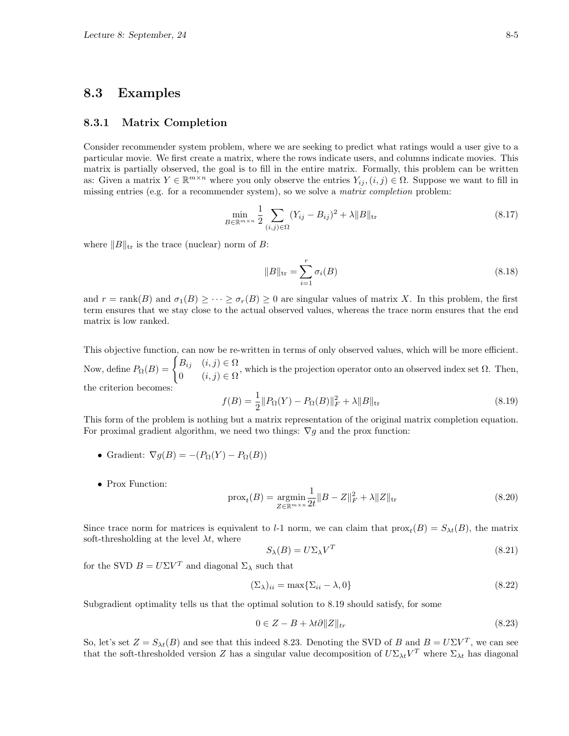## 8.3 Examples

### 8.3.1 Matrix Completion

Consider recommender system problem, where we are seeking to predict what ratings would a user give to a particular movie. We first create a matrix, where the rows indicate users, and columns indicate movies. This matrix is partially observed, the goal is to fill in the entire matrix. Formally, this problem can be written as: Given a matrix $Y \in \mathbb{R}^{m \times n}$ where you only observe the entries $Y_{ij}, (i,j) \in \Omega$. Suppose we want to fill in missing entries (e.g. for a recommender system), so we solve a *matrix completion* problem:

$$\min_{B \in \mathbb{R}^{m \times n}} \frac{1}{2} \sum_{(i,j) \in \Omega} (Y_{ij} - B_{ij})^2 + \lambda \|B\|_{\text{tr}} \tag{8.17}$$

where $\|B\|_{\text{tr}}$ is the trace (nuclear) norm of $B$:

$$\|B\|_{\text{tr}} = \sum_{i=1}^{r} \sigma_i(B) \tag{8.18}$$

and $r = \text{rank}(B)$ and $\sigma_1(B) \geq \cdots \geq \sigma_r(B) \geq 0$ are singular values of matrix $X$. In this problem, the first term ensures that we stay close to the actual observed values, whereas the trace norm ensures that the end matrix is low ranked.

This objective function, can now be re-written in terms of only observed values, which will be more efficient. Now, define $P_\Omega(B) = \begin{cases} B_{ij} & (i,j) \in \Omega \\ 0 & (i,j) \in \Omega \end{cases}$, which is the projection operator onto an observed index set $\Omega$. Then, the criterion becomes:

$$f(B) = \frac{1}{2} \|P_\Omega(Y) - P_\Omega(B)\|_F^2 + \lambda \|B\|_{\text{tr}} \tag{8.19}$$

This form of the problem is nothing but a matrix representation of the original matrix completion equation. For proximal gradient algorithm, we need two things: $\nabla g$ and the prox function:

- Gradient: $\nabla g(B) = -(P_\Omega(Y) - P_\Omega(B))$
- Prox Function:

$$\text{prox}_t(B) = \underset{Z \in \mathbb{R}^{m \times n}}{\text{argmin}} \frac{1}{2t} \|B - Z\|_F^2 + \lambda \|Z\|_{\text{tr}} \tag{8.20}$$

Since trace norm for matrices is equivalent to $l$-1 norm, we can claim that $\text{prox}_t(B) = S_{\lambda t}(B)$, the matrix soft-thresholding at the level $\lambda t$, where

$$S_\lambda(B) = U \Sigma_\lambda V^T \tag{8.21}$$

for the SVD $B = U \Sigma V^T$ and diagonal $\Sigma_\lambda$ such that

$$(\Sigma_\lambda)_{ii} = \max\{\Sigma_{ii} - \lambda, 0\} \tag{8.22}$$

Subgradient optimality tells us that the optimal solution to 8.19 should satisfy, for some

$$0 \in Z - B + \lambda t \partial \|Z\|_{tr} \tag{8.23}$$

So, let's set $Z = S_{\lambda t}(B)$ and see that this indeed 8.23. Denoting the SVD of $B$ and $B = U \Sigma V^T$, we can see that the soft-thresholded version $Z$ has a singular value decomposition of $U \Sigma_{\lambda t} V^T$ where $\Sigma_{\lambda t}$ has diagonal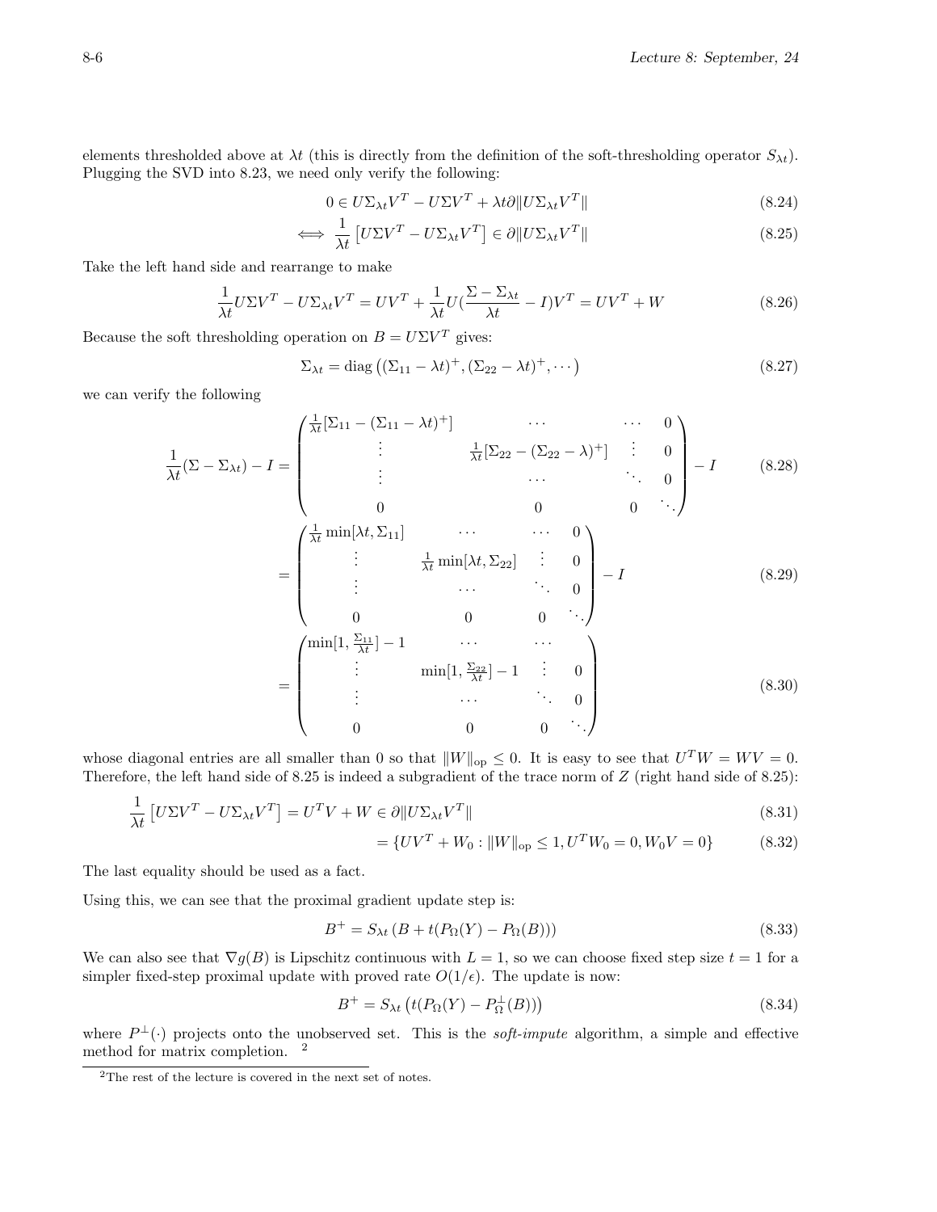elements thresholded above at $\lambda t$ (this is directly from the definition of the soft-thresholding operator $S_{\lambda t}$). Plugging the SVD into 8.23, we need only verify the following:

$$0 \in U\Sigma_{\lambda t}V^T - U\Sigma V^T + \lambda t \partial \|U\Sigma_{\lambda t}V^T\| \tag{8.24}$$

$$\iff \frac{1}{\lambda t}\left[U\Sigma V^T - U\Sigma_{\lambda t}V^T\right] \in \partial \|U\Sigma_{\lambda t}V^T\| \tag{8.25}$$

Take the left hand side and rearrange to make

$$\frac{1}{\lambda t}U\Sigma V^T - U\Sigma_{\lambda t}V^T = UV^T + \frac{1}{\lambda t}U\left(\frac{\Sigma - \Sigma_{\lambda t}}{\lambda t} - I\right)V^T = UV^T + W \tag{8.26}$$

Because the soft thresholding operation on $B = U\Sigma V^T$ gives:

$$\Sigma_{\lambda t} = \mathrm{diag}\left((\Sigma_{11} - \lambda t)^+, (\Sigma_{22} - \lambda t)^+, \cdots\right) \tag{8.27}$$

we can verify the following

$$\frac{1}{\lambda t}(\Sigma - \Sigma_{\lambda t}) - I = \begin{pmatrix} \frac{1}{\lambda t}[\Sigma_{11} - (\Sigma_{11} - \lambda t)^+] & \cdots & \cdots & 0 \\ \vdots & \frac{1}{\lambda t}[\Sigma_{22} - (\Sigma_{22} - \lambda)^+] & \vdots & 0 \\ \vdots & \cdots & \ddots & 0 \\ 0 & 0 & 0 & \ddots \end{pmatrix} - I \tag{8.28}$$

$$= \begin{pmatrix} \frac{1}{\lambda t}\min[\lambda t, \Sigma_{11}] & \cdots & \cdots & 0 \\ \vdots & \frac{1}{\lambda t}\min[\lambda t, \Sigma_{22}] & \vdots & 0 \\ \vdots & \cdots & \ddots & 0 \\ 0 & 0 & 0 & \ddots \end{pmatrix} - I \tag{8.29}$$

$$= \begin{pmatrix} \min[1, \frac{\Sigma_{11}}{\lambda t}] - 1 & \cdots & \cdots & \\ \vdots & \min[1, \frac{\Sigma_{22}}{\lambda t}] - 1 & \vdots & 0 \\ \vdots & \cdots & \ddots & 0 \\ 0 & 0 & 0 & \ddots \end{pmatrix} \tag{8.30}$$

whose diagonal entries are all smaller than 0 so that $\|W\|_{\text{op}} \leq 0$. It is easy to see that $U^T W = WV = 0$. Therefore, the left hand side of 8.25 is indeed a subgradient of the trace norm of $Z$ (right hand side of 8.25):

$$\frac{1}{\lambda t}\left[U\Sigma V^T - U\Sigma_{\lambda t}V^T\right] = U^T V + W \in \partial \|U\Sigma_{\lambda t}V^T\| \tag{8.31}$$

$$= \{UV^T + W_0 : \|W\|_{\text{op}} \leq 1, U^T W_0 = 0, W_0 V = 0\} \tag{8.32}$$

The last equality should be used as a fact.

Using this, we can see that the proximal gradient update step is:

$$B^+ = S_{\lambda t}\left(B + t(P_\Omega(Y) - P_\Omega(B))\right) \tag{8.33}$$

We can also see that $\nabla g(B)$ is Lipschitz continuous with $L = 1$, so we can choose fixed step size $t = 1$ for a simpler fixed-step proximal update with proved rate $O(1/\epsilon)$. The update is now:

$$B^+ = S_{\lambda t}\left(t(P_\Omega(Y) - P_\Omega^\perp(B))\right) \tag{8.34}$$

where $P^\perp(\cdot)$ projects onto the unobserved set. This is the *soft-impute* algorithm, a simple and effective method for matrix completion. [2]

[2] The rest of the lecture is covered in the next set of notes.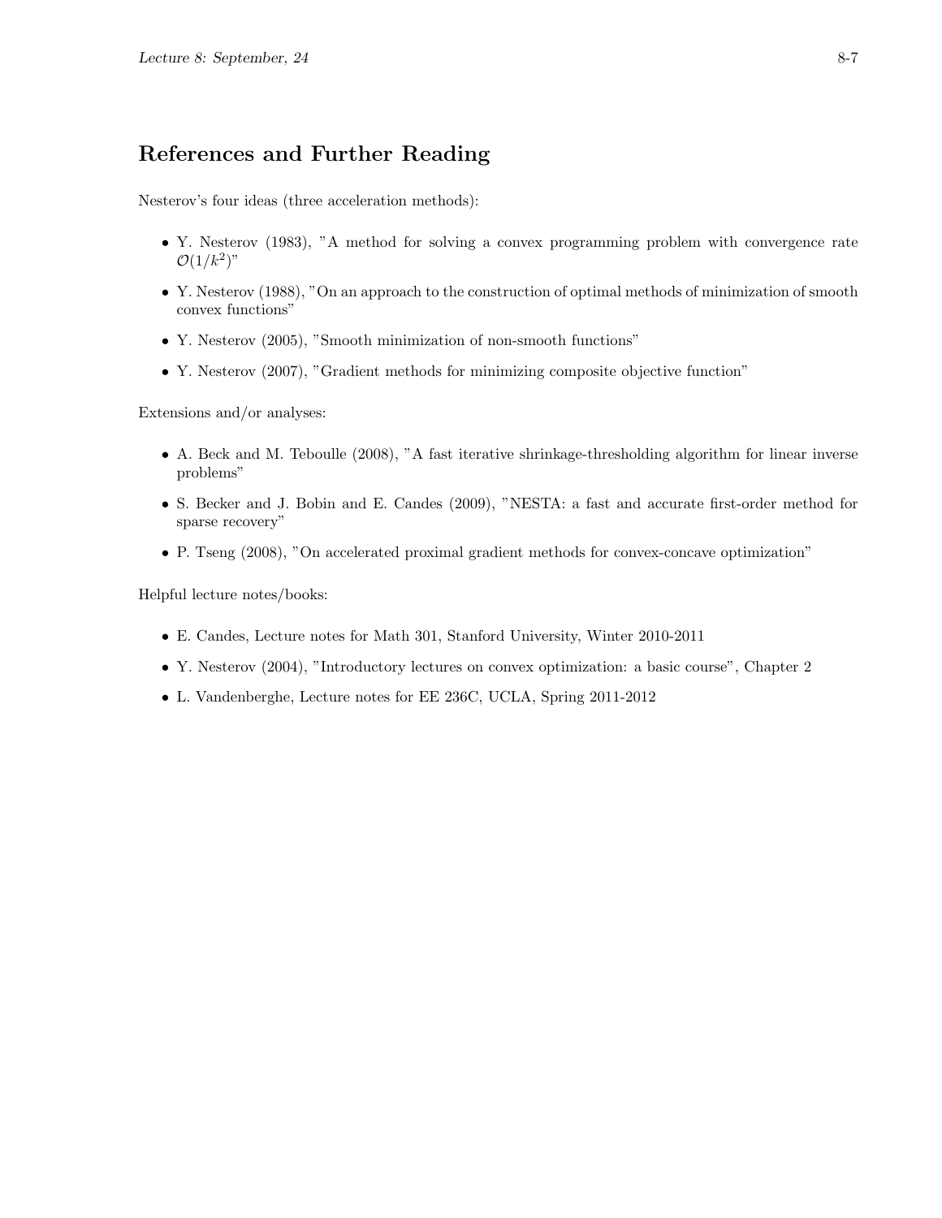## References and Further Reading

Nesterov's four ideas (three acceleration methods):

- Y. Nesterov (1983), "A method for solving a convex programming problem with convergence rate $\mathcal{O}(1/k^2)$"
- Y. Nesterov (1988), "On an approach to the construction of optimal methods of minimization of smooth convex functions"
- Y. Nesterov (2005), "Smooth minimization of non-smooth functions"
- Y. Nesterov (2007), "Gradient methods for minimizing composite objective function"

Extensions and/or analyses:

- A. Beck and M. Teboulle (2008), "A fast iterative shrinkage-thresholding algorithm for linear inverse problems"
- S. Becker and J. Bobin and E. Candes (2009), "NESTA: a fast and accurate first-order method for sparse recovery"
- P. Tseng (2008), "On accelerated proximal gradient methods for convex-concave optimization"

Helpful lecture notes/books:

- E. Candes, Lecture notes for Math 301, Stanford University, Winter 2010-2011
- Y. Nesterov (2004), "Introductory lectures on convex optimization: a basic course", Chapter 2
- L. Vandenberghe, Lecture notes for EE 236C, UCLA, Spring 2011-2012